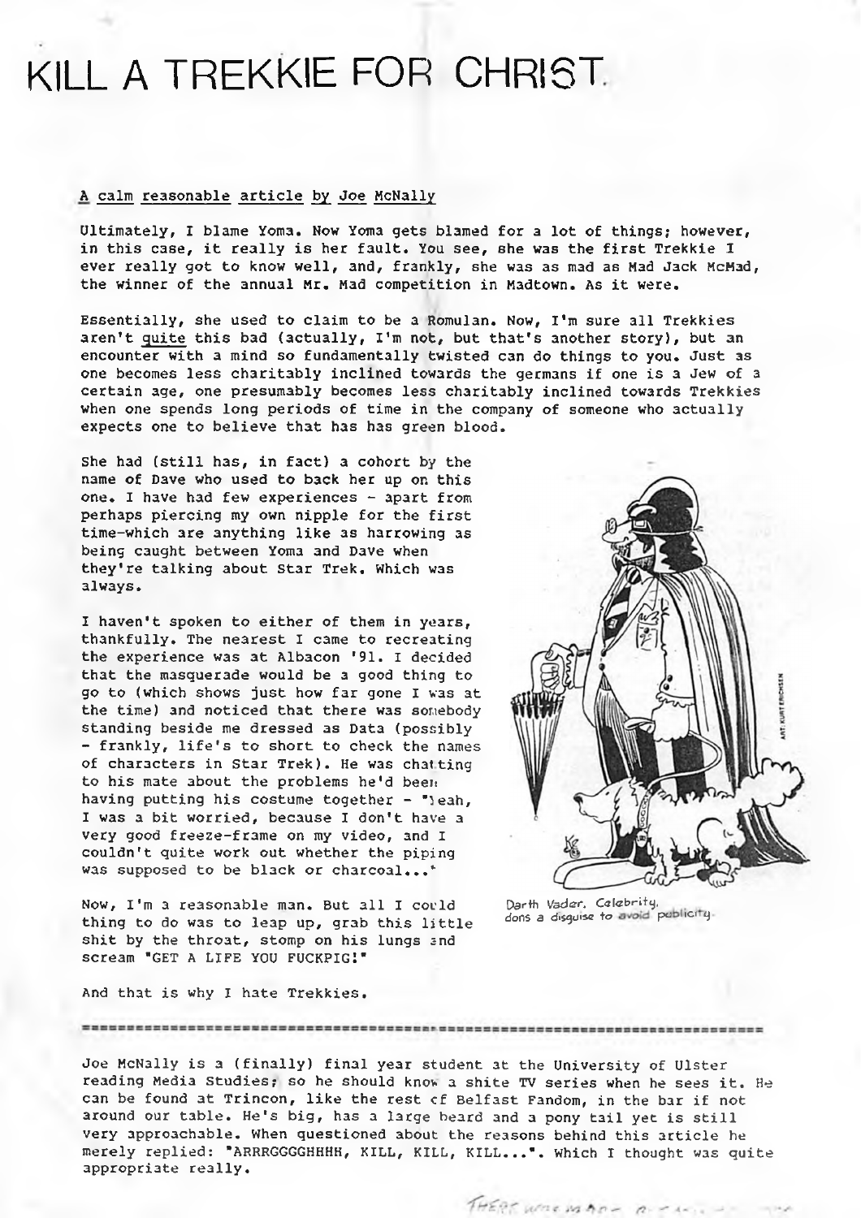# KILL A TREKKIE FOR CHRIST

A calm reasonable article by Joe McNally

Ultimately, I blame Yoma. Now Yoma gets blamed for a lot of things; however, in this case, it really is her fault. You see, she was the first Trekkie I ever really got to know well, and, frankly, she was as mad as Mad Jack McMad, the winner of the annual Mr. Mad competition in Madtown. As it were.

Essentially, she used to claim to be a Romulan. Now, I'm sure all Trekkies aren't _quite_ this bad (actually, I'm not, but that's another story), but an encounter with a mind so fundamentally twisted can do things to you. Just as one becomes less charitably inclined towards the germans if one is a Jew of a certain age, one presumably becomes less charitably inclined towards Trekkies when one spends long periods of time in the company of someone who actually expects one to believe that has has green blood.

She had (still has, in fact) a cohort by the name of Dave who used to back her up on this one. I have had few experiences - apart from perhaps piercing my own nipple for the first time-which are anything like as harrowing as being caught between Yoma and Dave when they're talking about Star Trek. Which was always.

I haven't spoken to either of them in years, thankfully. The nearest I came to recreating the experience was at Albacon '91. I decided that the masquerade would be a good thing to go to (which shows just how far gone I was at the time) and noticed that there was somebody standing beside me dressed as Data (possibly - frankly, life's to short to check the names of characters in Star Trek). He was chatting to his mate about the problems he'd been having putting his costume together - "Yeah, I was a bit worried, because I don't have a very good freeze-frame on my video, and I couldn't quite work out whether the piping was supposed to be black or charcoal..."

Now, I'm a reasonable man. But all I could thing to do was to leap up, grab this little shit by the throat, stomp on his lungs and scream "GET A LIFE YOU FUCKPIG!"

And that is why I hate Trekkies.

Darth Vader, Celebrity, dons a disguise to avoid publicity.

---

Joe McNally is a (finally) final year student at the University of Ulster reading Media Studies; so he should know a shite TV series when he sees it. He can be found at Trincon, like the rest of Belfast Fandom, in the bar if not around our table. He's big, has a large beard and a pony tail yet is still very approachable. When questioned about the reasons behind this article he merely replied: "ARRRGGGGHHHH, KILL, KILL, KILL...". Which I thought was quite appropriate really.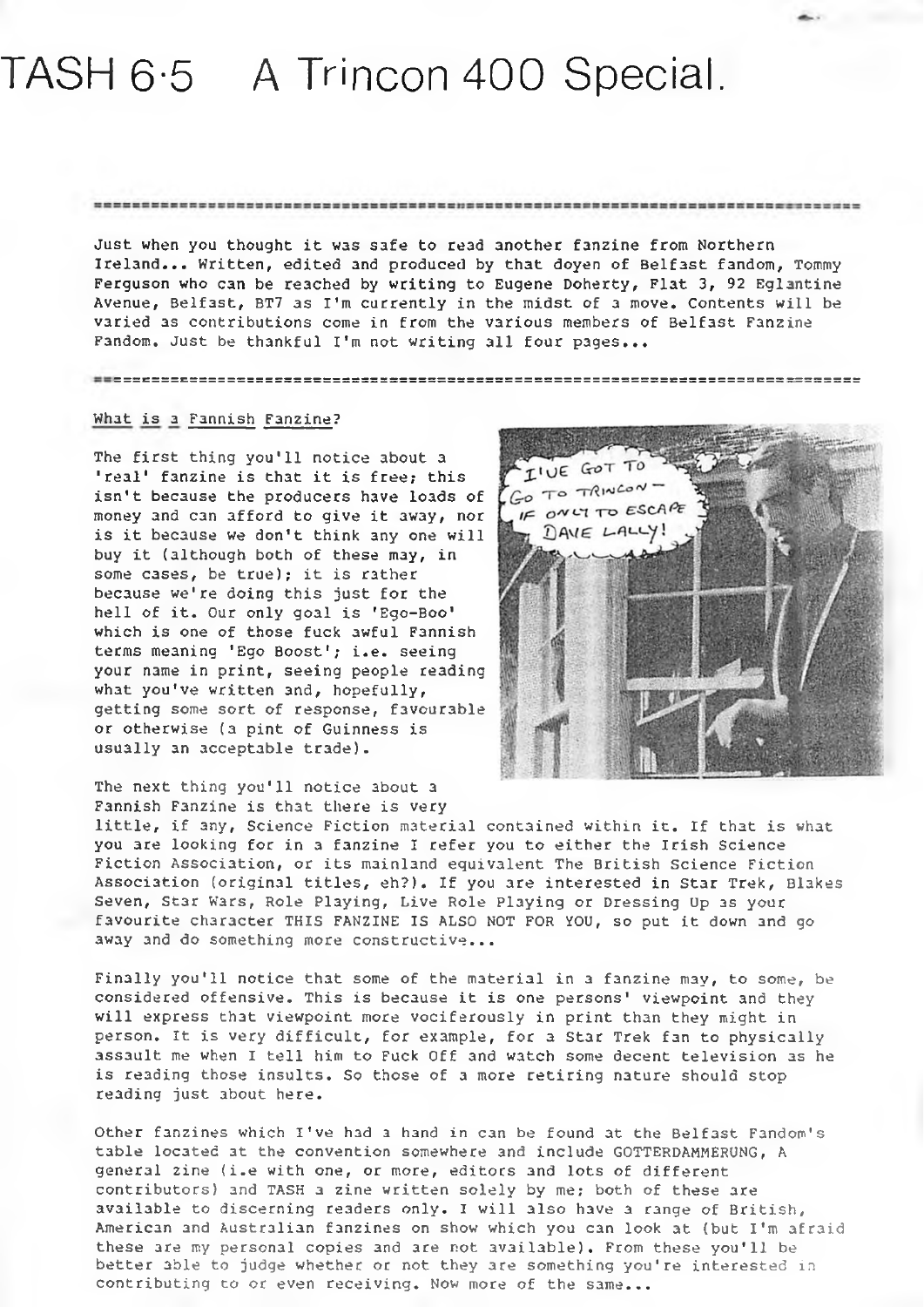# TASH 6·5 A Trincon 400 Special.

Just when you thought it was safe to read another fanzine from Northern Ireland... Written, edited and produced by that doyen of Belfast fandom, Tommy Ferguson who can be reached by writing to Eugene Doherty, Flat 3, 92 Eglantine Avenue, Belfast, BT7 as I'm currently in the midst of a move. Contents will be varied as contributions come in from the various members of Belfast Fanzine Fandom. Just be thankful I'm not writing all four pages...

## What is a Fannish Fanzine?

The first thing you'll notice about a 'real' fanzine is that it is free; this isn't because the producers have loads of money and can afford to give it away, nor is it because we don't think any one will buy it (although both of these may, in some cases, be true); it is rather because we're doing this just for the hell of it. Our only goal is 'Ego-Boo' which is one of those fuck awful Fannish terms meaning 'Ego Boost'; i.e. seeing your name in print, seeing people reading what you've written and, hopefully, getting some sort of response, favourable or otherwise (a pint of Guinness is usually an acceptable trade).

I'VE GOT TO GO TO TRINCON – IF ONLY TO ESCAPE DAVE LALLY!

The next thing you'll notice about a Fannish Fanzine is that there is very little, if any, Science Fiction material contained within it. If that is what you are looking for in a fanzine I refer you to either the Irish Science Fiction Association, or its mainland equivalent The British Science Fiction Association (original titles, eh?). If you are interested in Star Trek, Blakes Seven, Star Wars, Role Playing, Live Role Playing or Dressing Up as your favourite character THIS FANZINE IS ALSO NOT FOR YOU, so put it down and go away and do something more constructive...

Finally you'll notice that some of the material in a fanzine may, to some, be considered offensive. This is because it is one persons' viewpoint and they will express that viewpoint more vociferously in print than they might in person. It is very difficult, for example, for a Star Trek fan to physically assault me when I tell him to Fuck Off and watch some decent television as he is reading those insults. So those of a more retiring nature should stop reading just about here.

Other fanzines which I've had a hand in can be found at the Belfast Fandom's table located at the convention somewhere and include GOTTERDAMMERUNG, A general zine (i.e with one, or more, editors and lots of different contributors) and TASH a zine written solely by me; both of these are available to discerning readers only. I will also have a range of British, American and Australian fanzines on show which you can look at (but I'm afraid these are my personal copies and are not available). From these you'll be better able to judge whether or not they are something you're interested in contributing to or even receiving. Now more of the same...